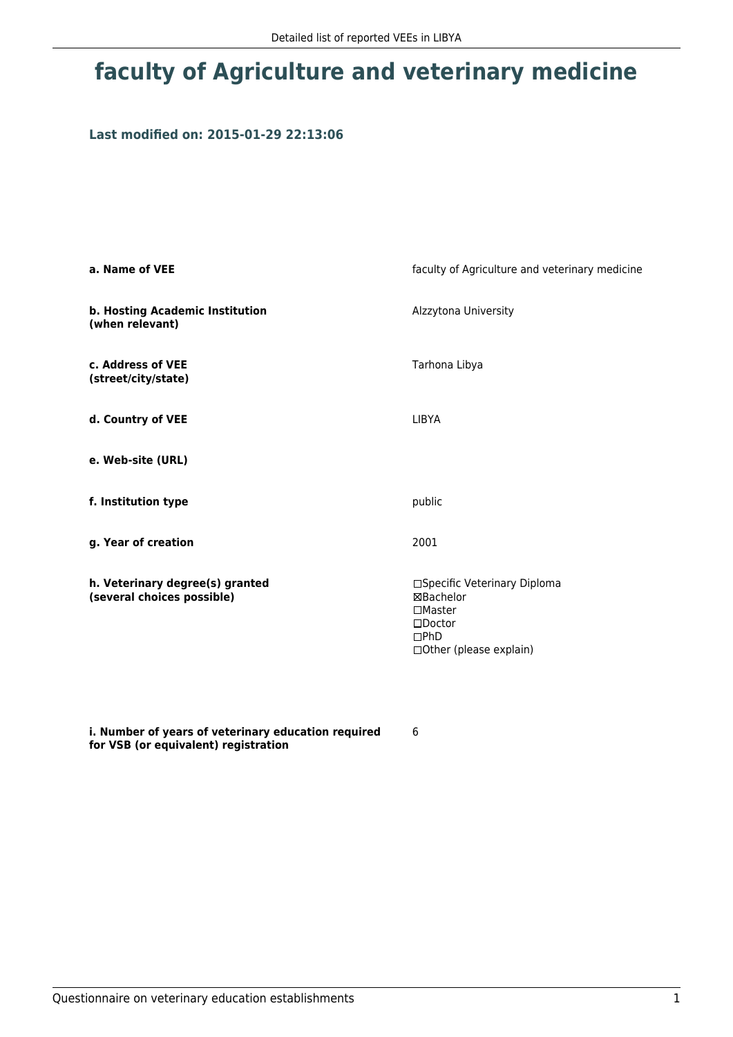# faculty of Agriculture and veterinary medicine

### Last modified on: 2015-01-29 22:13:06

| | |
|---|---|
| **a. Name of VEE** | faculty of Agriculture and veterinary medicine |
| **b. Hosting Academic Institution (when relevant)** | Alzzytona University |
| **c. Address of VEE (street/city/state)** | Tarhona Libya |
| **d. Country of VEE** | LIBYA |
| **e. Web-site (URL)** | |
| **f. Institution type** | public |
| **g. Year of creation** | 2001 |
| **h. Veterinary degree(s) granted (several choices possible)** | ☐Specific Veterinary Diploma<br>☒Bachelor<br>☐Master<br>☐Doctor<br>☐PhD<br>☐Other (please explain) |
| **i. Number of years of veterinary education required for VSB (or equivalent) registration** | 6 |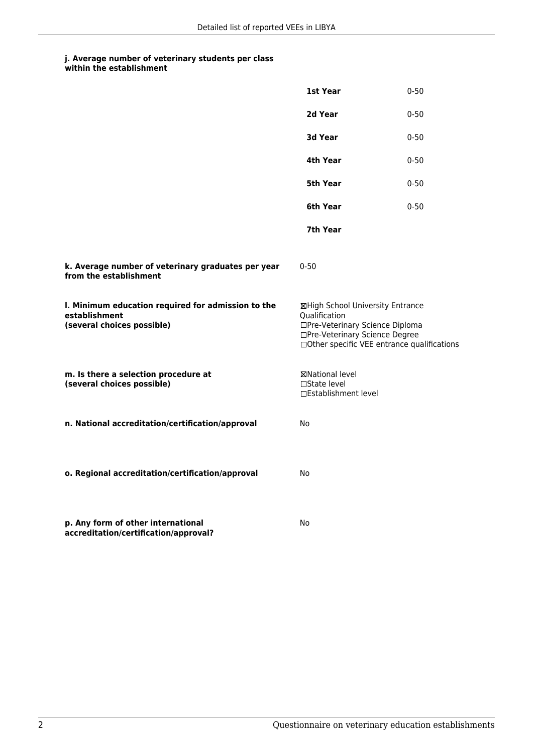**j. Average number of veterinary students per class within the establishment**

| | |
|---|---|
| **1st Year** | 0-50 |
| **2d Year** | 0-50 |
| **3d Year** | 0-50 |
| **4th Year** | 0-50 |
| **5th Year** | 0-50 |
| **6th Year** | 0-50 |
| **7th Year** | |

**k. Average number of veterinary graduates per year from the establishment**

0-50

**l. Minimum education required for admission to the establishment (several choices possible)**

☒High School University Entrance Qualification
☐Pre-Veterinary Science Diploma
☐Pre-Veterinary Science Degree
☐Other specific VEE entrance qualifications

**m. Is there a selection procedure at (several choices possible)**

☒National level
☐State level
☐Establishment level

**n. National accreditation/certification/approval**

No

**o. Regional accreditation/certification/approval**

No

**p. Any form of other international accreditation/certification/approval?**

No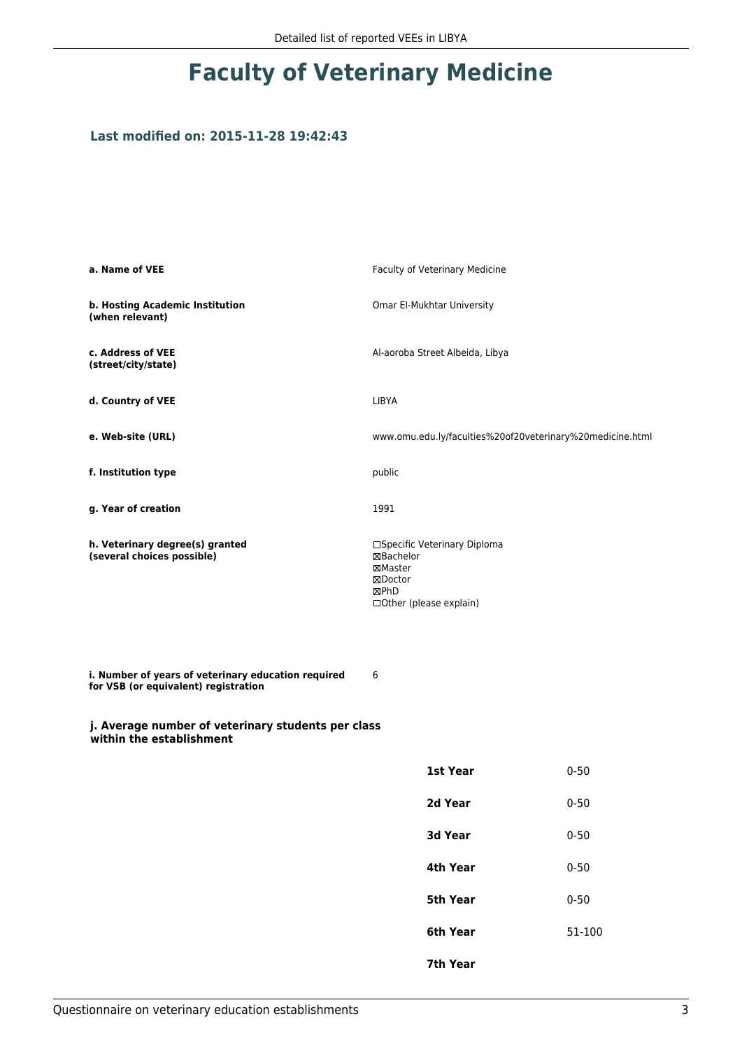# Faculty of Veterinary Medicine

### Last modified on: 2015-11-28 19:42:43

| | |
|---|---|
| **a. Name of VEE** | Faculty of Veterinary Medicine |
| **b. Hosting Academic Institution (when relevant)** | Omar El-Mukhtar University |
| **c. Address of VEE (street/city/state)** | Al-aoroba Street Albeida, Libya |
| **d. Country of VEE** | LIBYA |
| **e. Web-site (URL)** | www.omu.edu.ly/faculties%20of%20veterinary%20medicine.html |
| **f. Institution type** | public |
| **g. Year of creation** | 1991 |
| **h. Veterinary degree(s) granted (several choices possible)** | ☐Specific Veterinary Diploma<br>☒Bachelor<br>☒Master<br>☒Doctor<br>☒PhD<br>☐Other (please explain) |
| **i. Number of years of veterinary education required for VSB (or equivalent) registration** | 6 |

**j. Average number of veterinary students per class within the establishment**

| | |
|---|---|
| **1st Year** | 0-50 |
| **2d Year** | 0-50 |
| **3d Year** | 0-50 |
| **4th Year** | 0-50 |
| **5th Year** | 0-50 |
| **6th Year** | 51-100 |
| **7th Year** | |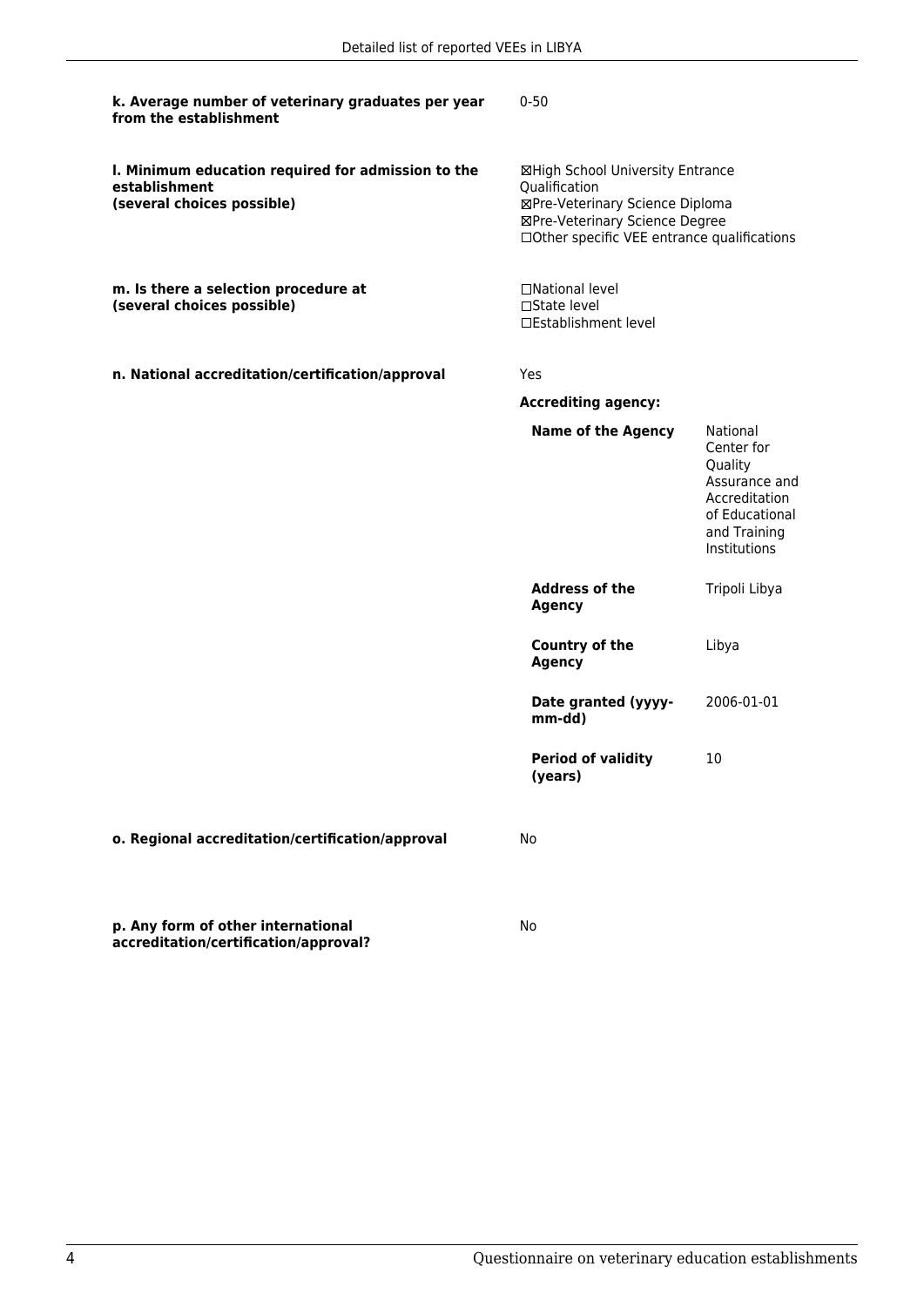**k. Average number of veterinary graduates per year from the establishment**

0-50

**l. Minimum education required for admission to the establishment (several choices possible)**

☒High School University Entrance Qualification
☒Pre-Veterinary Science Diploma
☒Pre-Veterinary Science Degree
☐Other specific VEE entrance qualifications

**m. Is there a selection procedure at (several choices possible)**

☐National level
☐State level
☐Establishment level

**n. National accreditation/certification/approval**

Yes

**Accrediting agency:**

| | |
|---|---|
| **Name of the Agency** | National Center for Quality Assurance and Accreditation of Educational and Training Institutions |
| **Address of the Agency** | Tripoli Libya |
| **Country of the Agency** | Libya |
| **Date granted (yyyy-mm-dd)** | 2006-01-01 |
| **Period of validity (years)** | 10 |

**o. Regional accreditation/certification/approval**

No

**p. Any form of other international accreditation/certification/approval?**

No